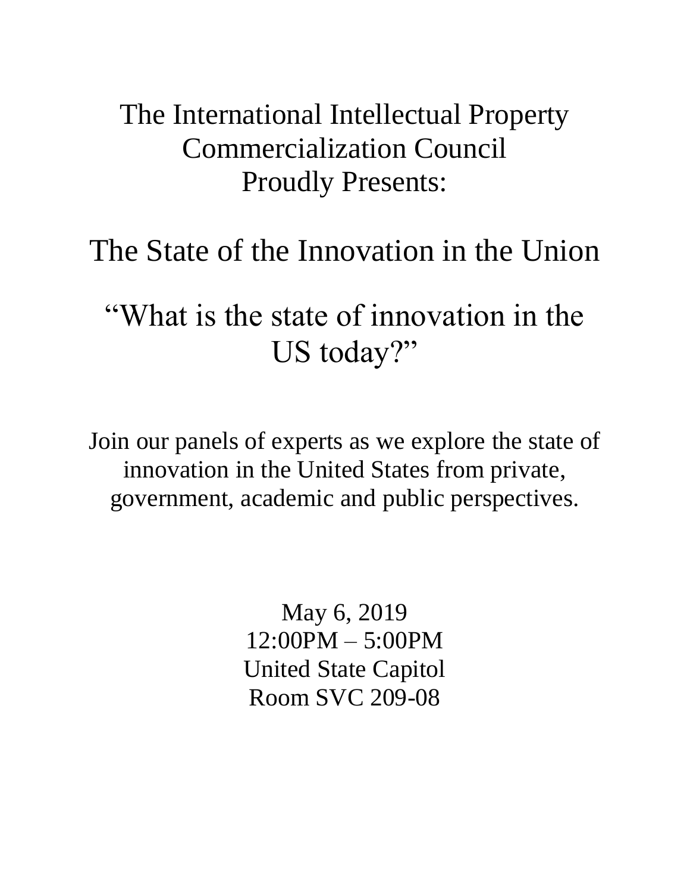The International Intellectual Property Commercialization Council
Proudly Presents:

# The State of the Innovation in the Union

## "What is the state of innovation in the US today?"

Join our panels of experts as we explore the state of innovation in the United States from private, government, academic and public perspectives.

May 6, 2019
12:00PM – 5:00PM
United State Capitol
Room SVC 209-08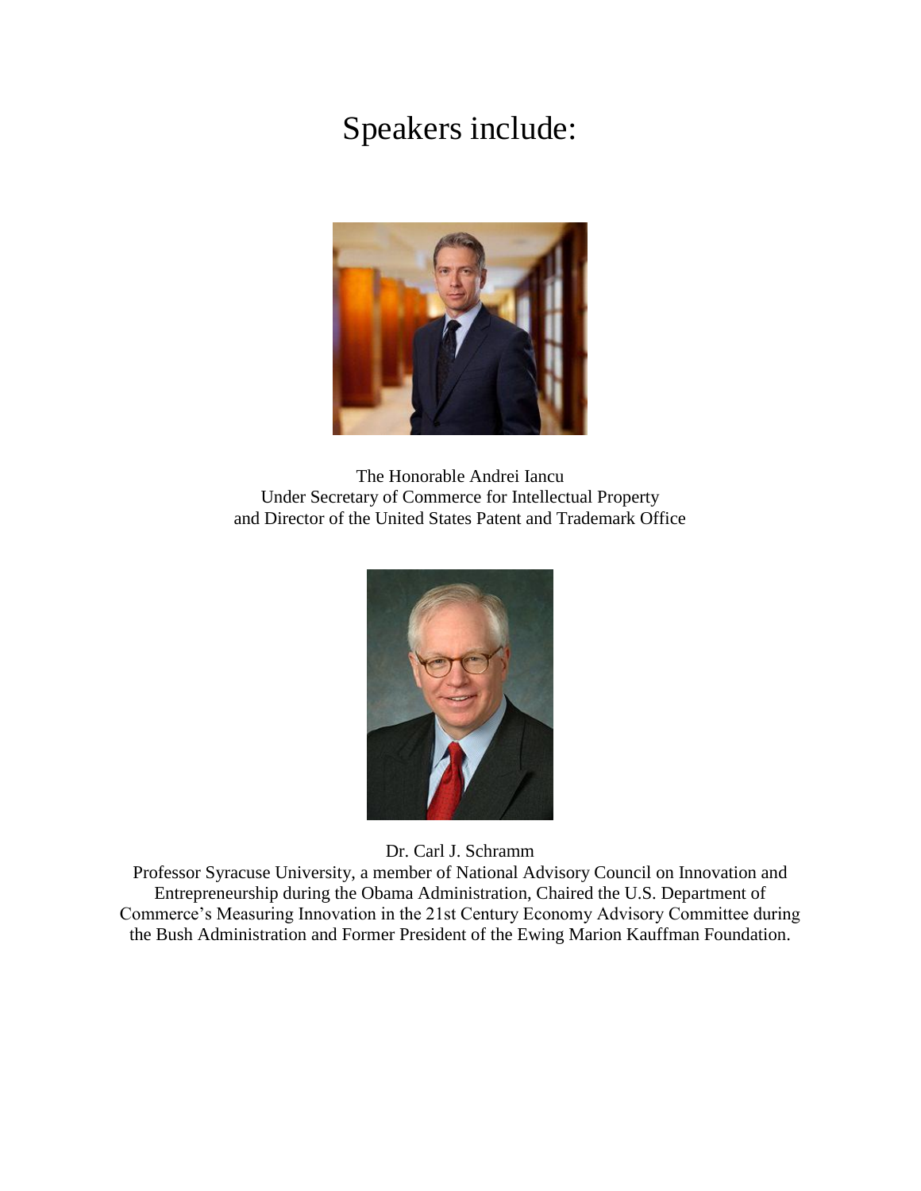# Speakers include:

The Honorable Andrei Iancu
Under Secretary of Commerce for Intellectual Property
and Director of the United States Patent and Trademark Office

Dr. Carl J. Schramm
Professor Syracuse University, a member of National Advisory Council on Innovation and Entrepreneurship during the Obama Administration, Chaired the U.S. Department of Commerce's Measuring Innovation in the 21st Century Economy Advisory Committee during the Bush Administration and Former President of the Ewing Marion Kauffman Foundation.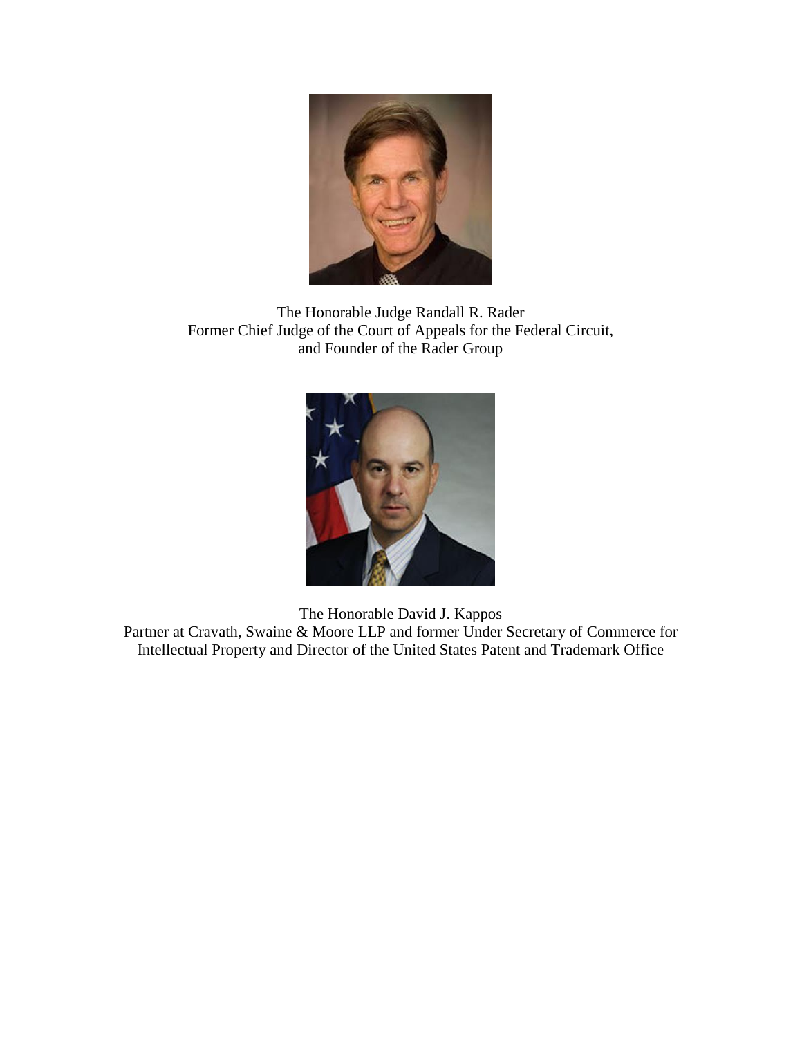The Honorable Judge Randall R. Rader
Former Chief Judge of the Court of Appeals for the Federal Circuit,
and Founder of the Rader Group

The Honorable David J. Kappos
Partner at Cravath, Swaine & Moore LLP and former Under Secretary of Commerce for Intellectual Property and Director of the United States Patent and Trademark Office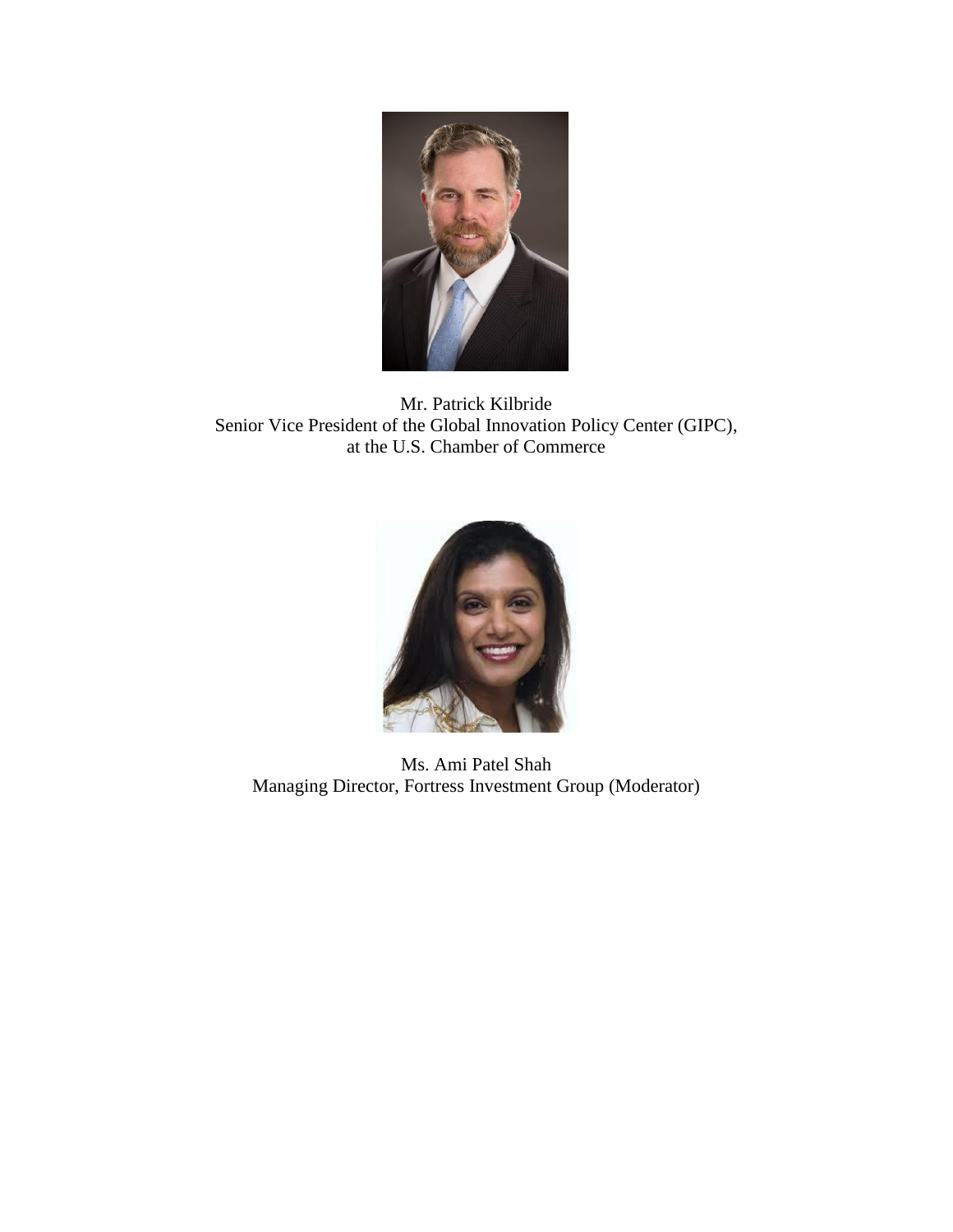Mr. Patrick Kilbride
Senior Vice President of the Global Innovation Policy Center (GIPC),
at the U.S. Chamber of Commerce

Ms. Ami Patel Shah
Managing Director, Fortress Investment Group (Moderator)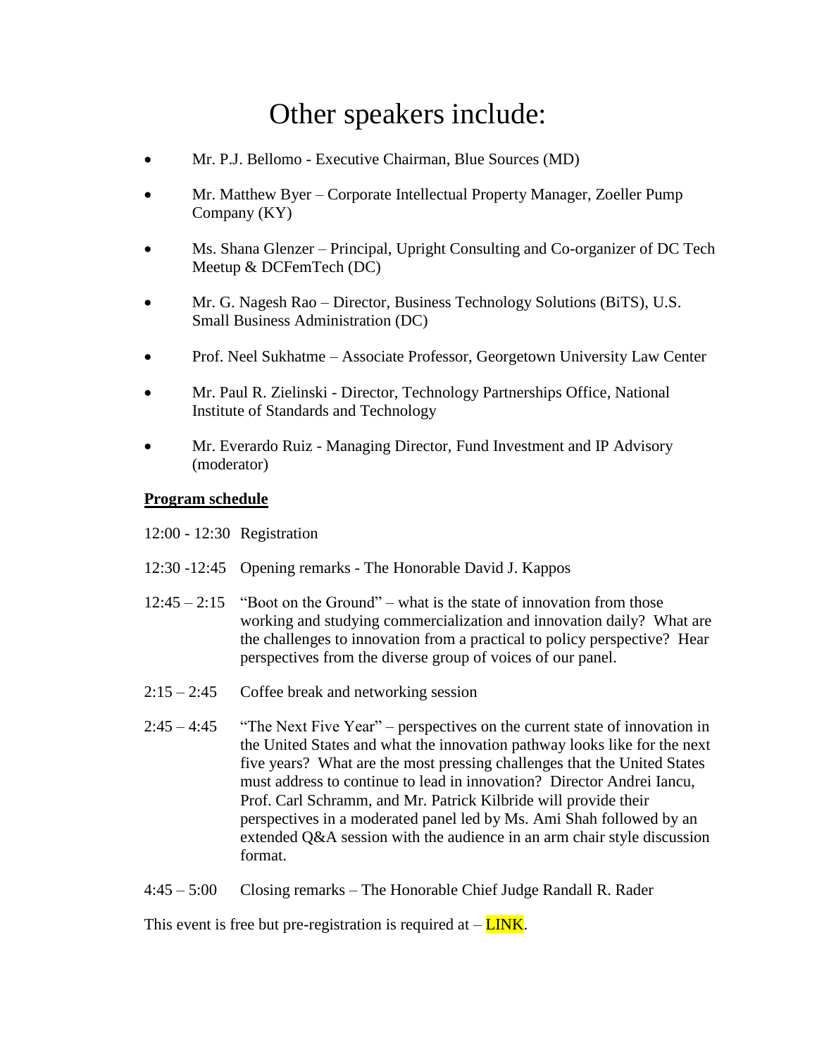# Other speakers include:

- Mr. P.J. Bellomo - Executive Chairman, Blue Sources (MD)
- Mr. Matthew Byer – Corporate Intellectual Property Manager, Zoeller Pump Company (KY)
- Ms. Shana Glenzer – Principal, Upright Consulting and Co-organizer of DC Tech Meetup & DCFemTech (DC)
- Mr. G. Nagesh Rao – Director, Business Technology Solutions (BiTS), U.S. Small Business Administration (DC)
- Prof. Neel Sukhatme – Associate Professor, Georgetown University Law Center
- Mr. Paul R. Zielinski - Director, Technology Partnerships Office, National Institute of Standards and Technology
- Mr. Everardo Ruiz - Managing Director, Fund Investment and IP Advisory (moderator)

**Program schedule**

12:00 - 12:30 Registration

12:30 -12:45 Opening remarks - The Honorable David J. Kappos

12:45 – 2:15 "Boot on the Ground" – what is the state of innovation from those working and studying commercialization and innovation daily? What are the challenges to innovation from a practical to policy perspective? Hear perspectives from the diverse group of voices of our panel.

2:15 – 2:45 Coffee break and networking session

2:45 – 4:45 "The Next Five Year" – perspectives on the current state of innovation in the United States and what the innovation pathway looks like for the next five years? What are the most pressing challenges that the United States must address to continue to lead in innovation? Director Andrei Iancu, Prof. Carl Schramm, and Mr. Patrick Kilbride will provide their perspectives in a moderated panel led by Ms. Ami Shah followed by an extended Q&A session with the audience in an arm chair style discussion format.

4:45 – 5:00 Closing remarks – The Honorable Chief Judge Randall R. Rader

This event is free but pre-registration is required at – LINK.